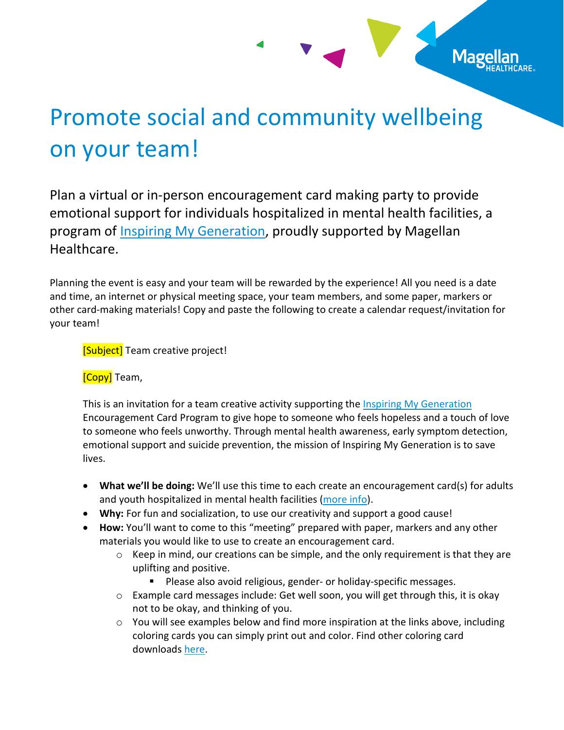# Promote social and community wellbeing on your team!

Plan a virtual or in-person encouragement card making party to provide emotional support for individuals hospitalized in mental health facilities, a program of Inspiring My Generation, proudly supported by Magellan Healthcare.

Planning the event is easy and your team will be rewarded by the experience! All you need is a date and time, an internet or physical meeting space, your team members, and some paper, markers or other card-making materials! Copy and paste the following to create a calendar request/invitation for your team!

> [Subject] Team creative project!
>
> [Copy] Team,
>
> This is an invitation for a team creative activity supporting the Inspiring My Generation Encouragement Card Program to give hope to someone who feels hopeless and a touch of love to someone who feels unworthy. Through mental health awareness, early symptom detection, emotional support and suicide prevention, the mission of Inspiring My Generation is to save lives.
>
> - **What we'll be doing:** We'll use this time to each create an encouragement card(s) for adults and youth hospitalized in mental health facilities (more info).
> - **Why:** For fun and socialization, to use our creativity and support a good cause!
> - **How:** You'll want to come to this "meeting" prepared with paper, markers and any other materials you would like to use to create an encouragement card.
>   - Keep in mind, our creations can be simple, and the only requirement is that they are uplifting and positive.
>     - Please also avoid religious, gender- or holiday-specific messages.
>   - Example card messages include: Get well soon, you will get through this, it is okay not to be okay, and thinking of you.
>   - You will see examples below and find more inspiration at the links above, including coloring cards you can simply print out and color. Find other coloring card downloads here.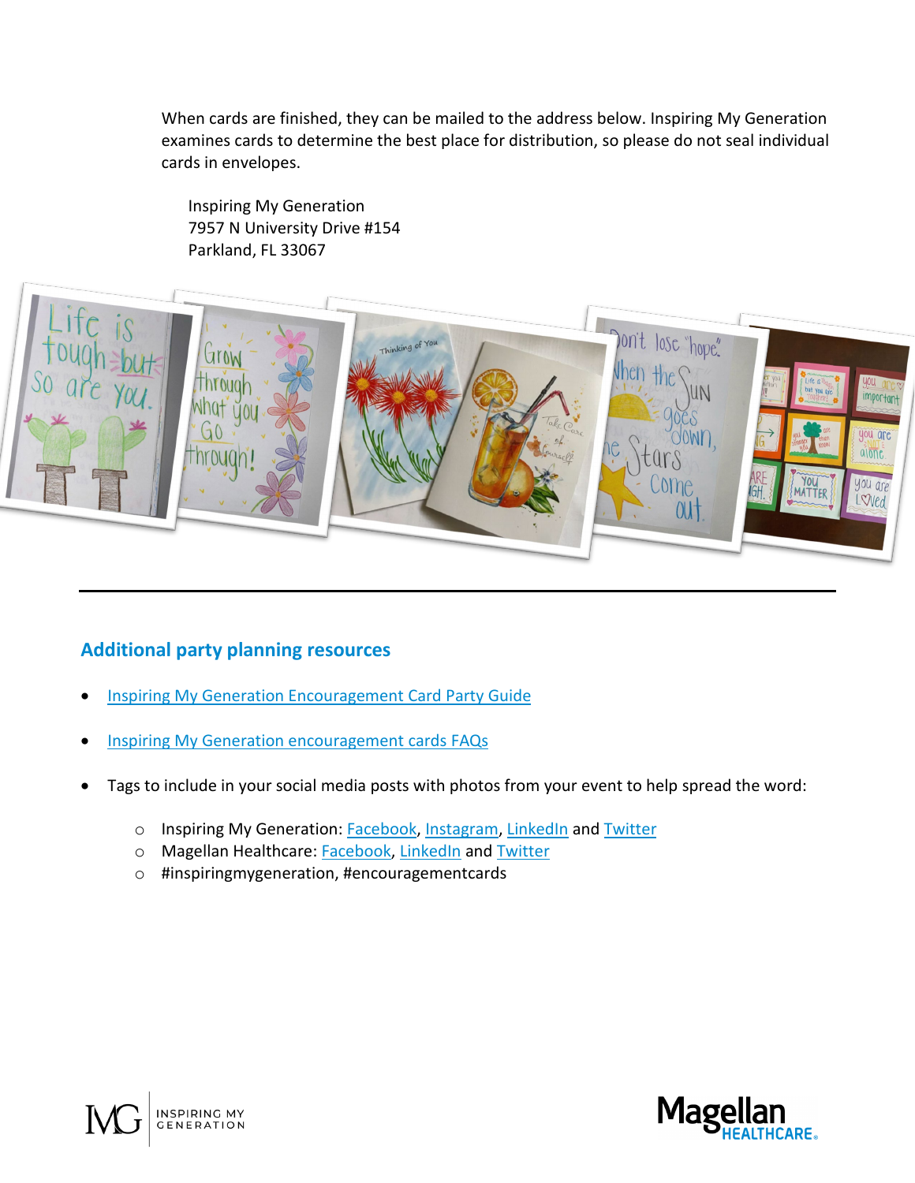When cards are finished, they can be mailed to the address below. Inspiring My Generation examines cards to determine the best place for distribution, so please do not seal individual cards in envelopes.

Inspiring My Generation
7957 N University Drive #154
Parkland, FL 33067

## Additional party planning resources

- Inspiring My Generation Encouragement Card Party Guide
- Inspiring My Generation encouragement cards FAQs
- Tags to include in your social media posts with photos from your event to help spread the word:
  - Inspiring My Generation: Facebook, Instagram, LinkedIn and Twitter
  - Magellan Healthcare: Facebook, LinkedIn and Twitter
  - #inspiringmygeneration, #encouragementcards